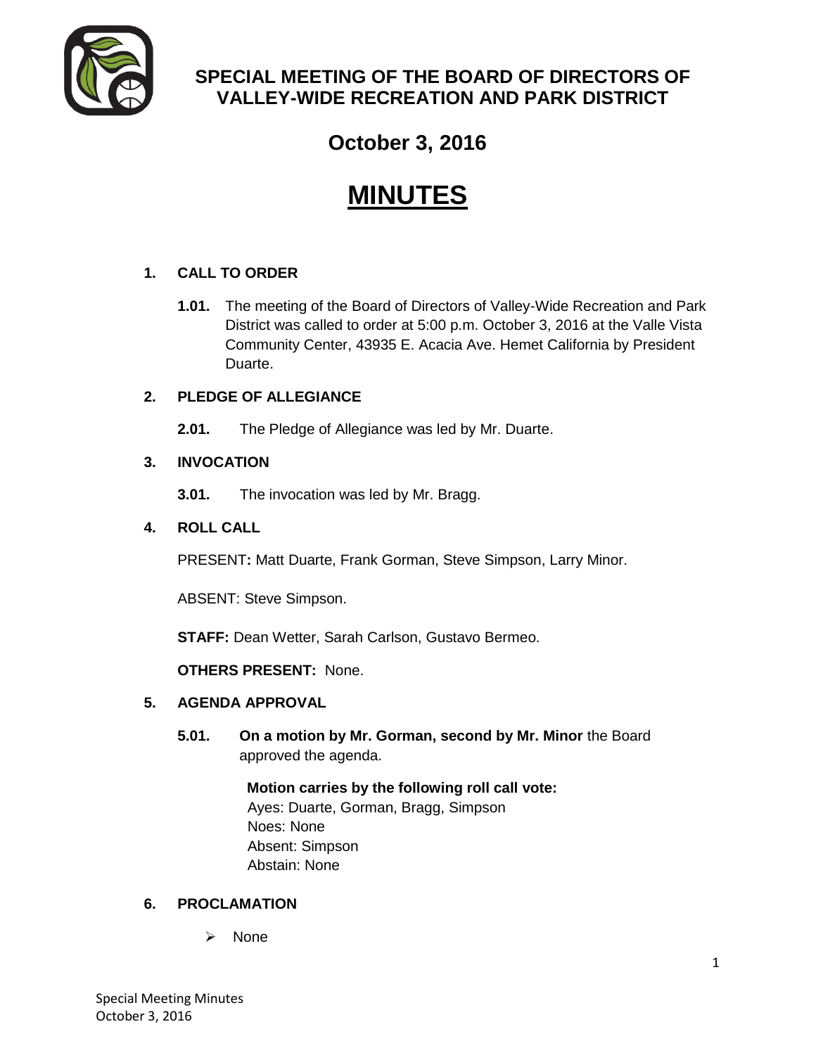# SPECIAL MEETING OF THE BOARD OF DIRECTORS OF VALLEY-WIDE RECREATION AND PARK DISTRICT

## October 3, 2016

# MINUTES

**1. CALL TO ORDER**

**1.01.** The meeting of the Board of Directors of Valley-Wide Recreation and Park District was called to order at 5:00 p.m. October 3, 2016 at the Valle Vista Community Center, 43935 E. Acacia Ave. Hemet California by President Duarte.

**2. PLEDGE OF ALLEGIANCE**

**2.01.** The Pledge of Allegiance was led by Mr. Duarte.

**3. INVOCATION**

**3.01.** The invocation was led by Mr. Bragg.

**4. ROLL CALL**

PRESENT**:** Matt Duarte, Frank Gorman, Steve Simpson, Larry Minor.

ABSENT: Steve Simpson.

**STAFF:** Dean Wetter, Sarah Carlson, Gustavo Bermeo.

**OTHERS PRESENT:** None.

**5. AGENDA APPROVAL**

**5.01.** **On a motion by Mr. Gorman, second by Mr. Minor** the Board approved the agenda.

**Motion carries by the following roll call vote:**
Ayes: Duarte, Gorman, Bragg, Simpson
Noes: None
Absent: Simpson
Abstain: None

**6. PROCLAMATION**

- None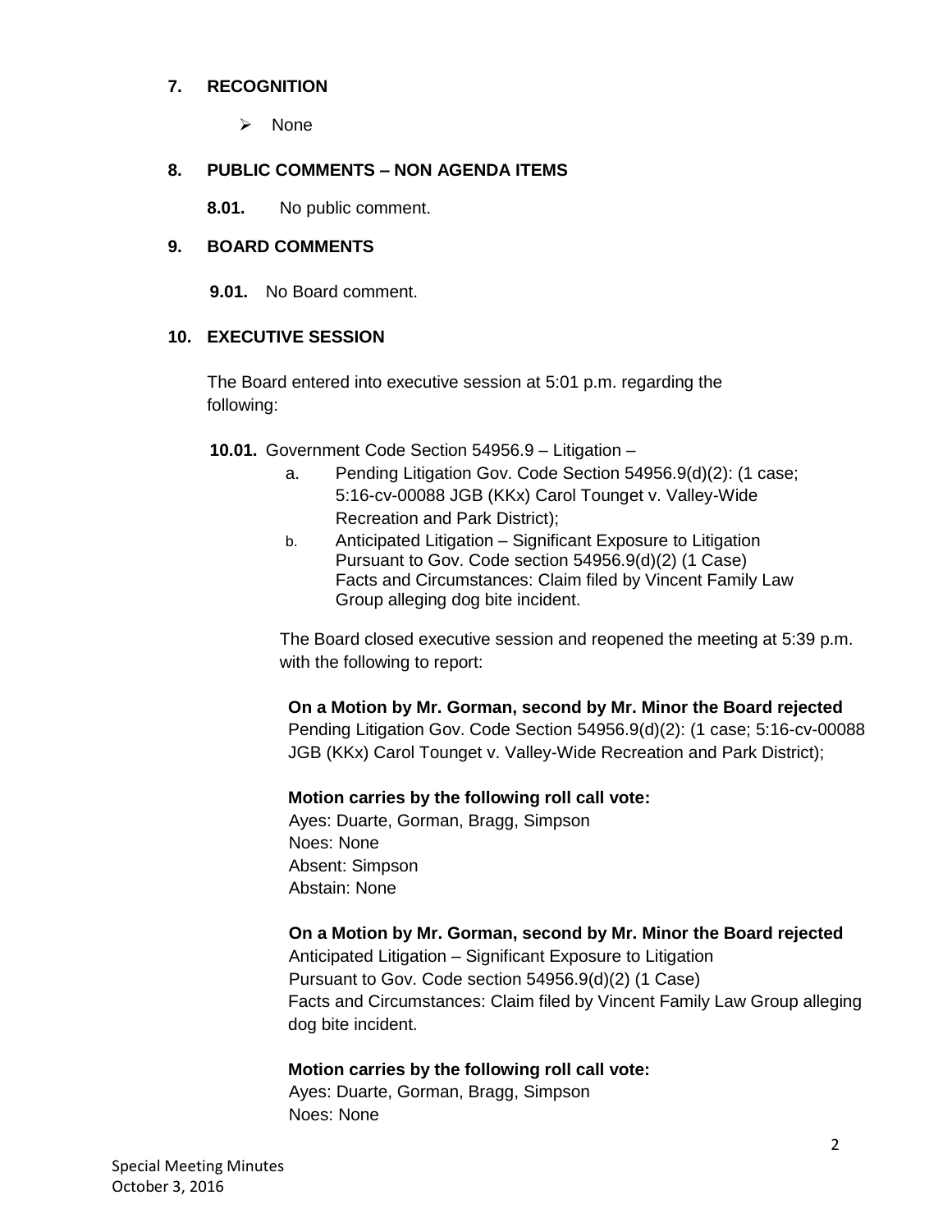## 7. RECOGNITION

- None

## 8. PUBLIC COMMENTS – NON AGENDA ITEMS

**8.01.** No public comment.

## 9. BOARD COMMENTS

**9.01.** No Board comment.

## 10. EXECUTIVE SESSION

The Board entered into executive session at 5:01 p.m. regarding the following:

**10.01.** Government Code Section 54956.9 – Litigation –

a. Pending Litigation Gov. Code Section 54956.9(d)(2): (1 case; 5:16-cv-00088 JGB (KKx) Carol Tounget v. Valley-Wide Recreation and Park District);

b. Anticipated Litigation – Significant Exposure to Litigation Pursuant to Gov. Code section 54956.9(d)(2) (1 Case) Facts and Circumstances: Claim filed by Vincent Family Law Group alleging dog bite incident.

The Board closed executive session and reopened the meeting at 5:39 p.m. with the following to report:

**On a Motion by Mr. Gorman, second by Mr. Minor the Board rejected** Pending Litigation Gov. Code Section 54956.9(d)(2): (1 case; 5:16-cv-00088 JGB (KKx) Carol Tounget v. Valley-Wide Recreation and Park District);

**Motion carries by the following roll call vote:**
Ayes: Duarte, Gorman, Bragg, Simpson
Noes: None
Absent: Simpson
Abstain: None

**On a Motion by Mr. Gorman, second by Mr. Minor the Board rejected** Anticipated Litigation – Significant Exposure to Litigation Pursuant to Gov. Code section 54956.9(d)(2) (1 Case) Facts and Circumstances: Claim filed by Vincent Family Law Group alleging dog bite incident.

**Motion carries by the following roll call vote:**
Ayes: Duarte, Gorman, Bragg, Simpson
Noes: None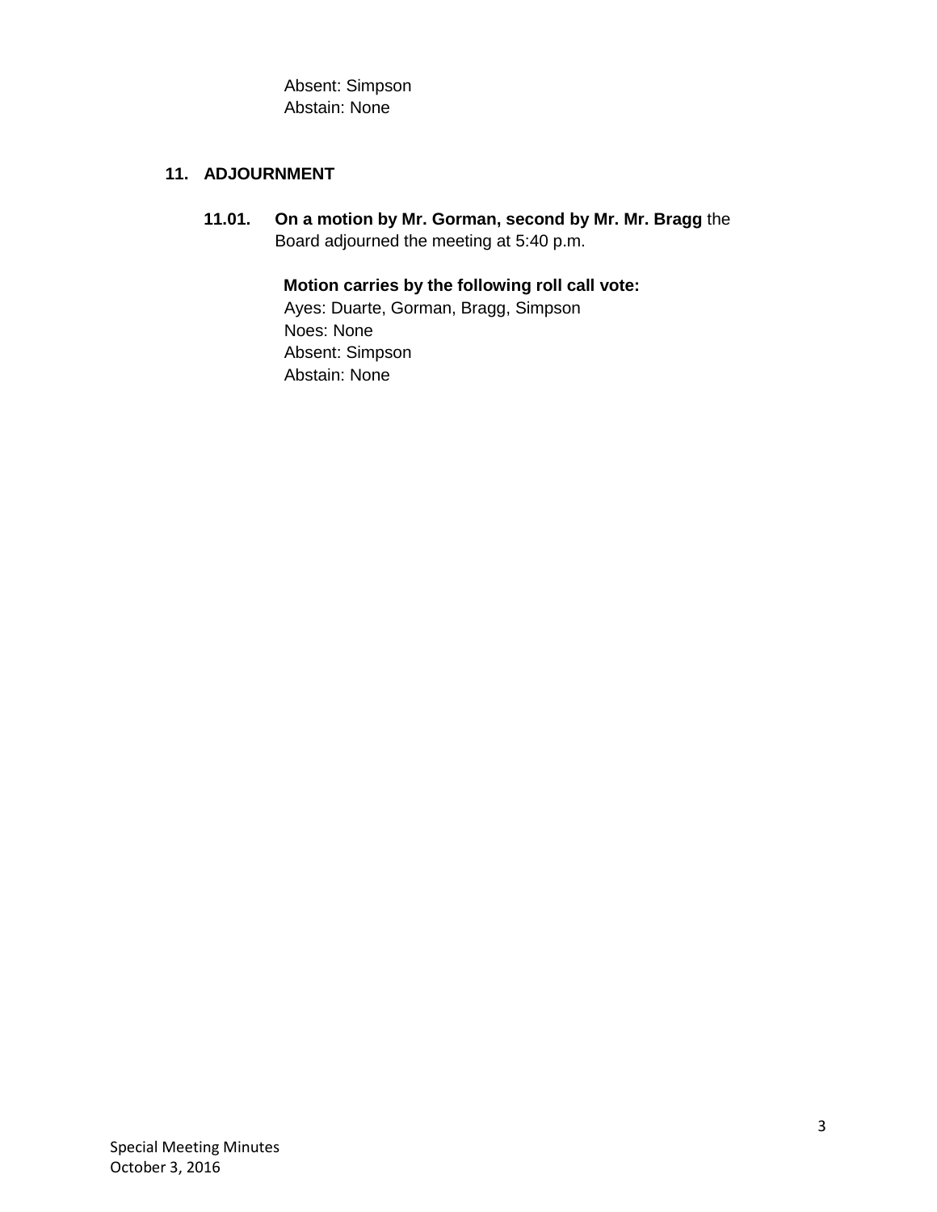Absent: Simpson
Abstain: None

## 11. ADJOURNMENT

**11.01. On a motion by Mr. Gorman, second by Mr. Mr. Bragg** the Board adjourned the meeting at 5:40 p.m.

**Motion carries by the following roll call vote:**
Ayes: Duarte, Gorman, Bragg, Simpson
Noes: None
Absent: Simpson
Abstain: None